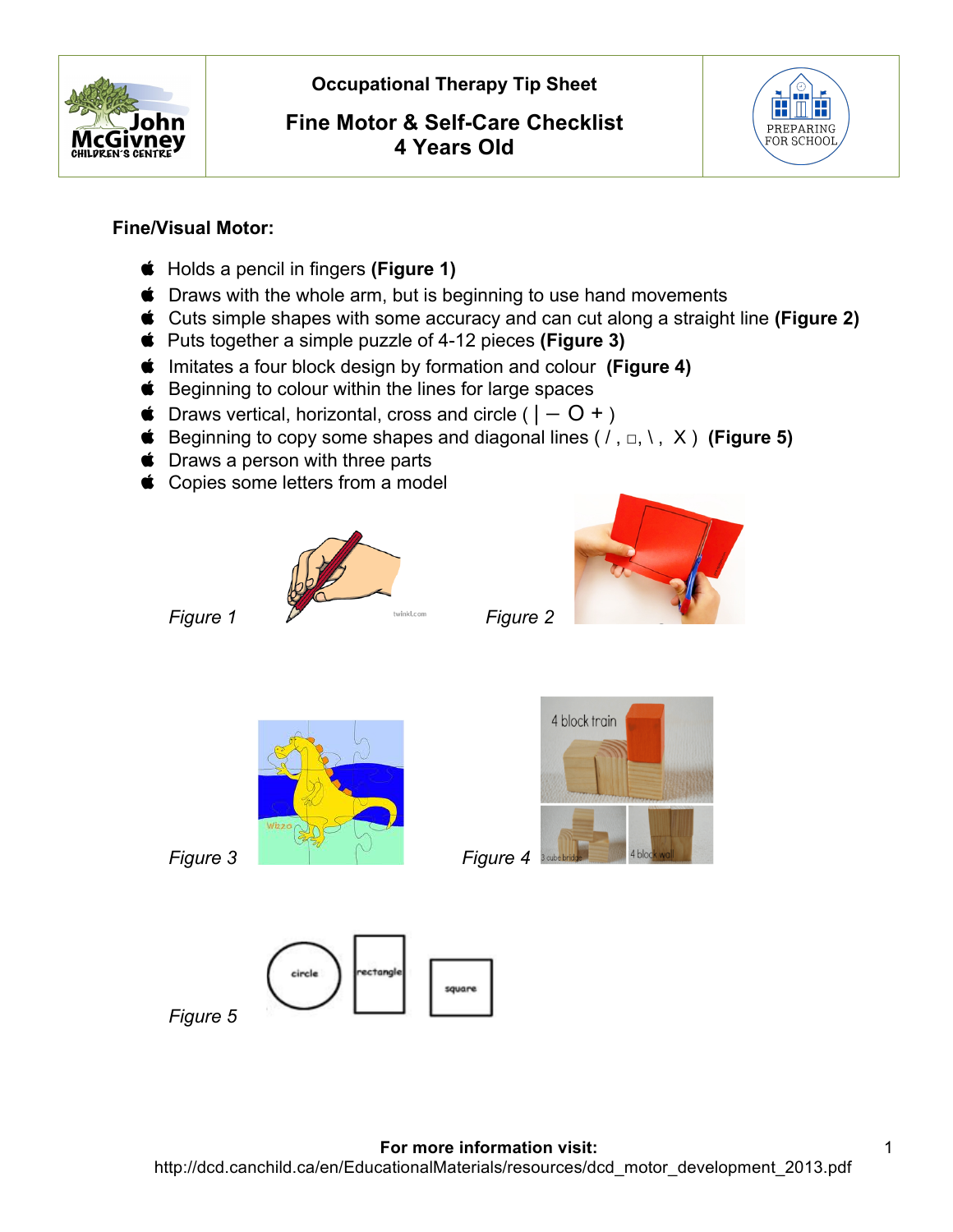# Occupational Therapy Tip Sheet

## Fine Motor & Self-Care Checklist 4 Years Old

### Fine/Visual Motor:

- Holds a pencil in fingers **(Figure 1)**
- Draws with the whole arm, but is beginning to use hand movements
- Cuts simple shapes with some accuracy and can cut along a straight line **(Figure 2)**
- Puts together a simple puzzle of 4-12 pieces **(Figure 3)**
- Imitates a four block design by formation and colour **(Figure 4)**
- Beginning to colour within the lines for large spaces
- Draws vertical, horizontal, cross and circle ( | — O + )
- Beginning to copy some shapes and diagonal lines ( / , □, \ , X ) **(Figure 5)**
- Draws a person with three parts
- Copies some letters from a model

*Figure 1*

*Figure 2*

*Figure 3*

*Figure 4*

*Figure 5*

**For more information visit:**
http://dcd.canchild.ca/en/EducationalMaterials/resources/dcd_motor_development_2013.pdf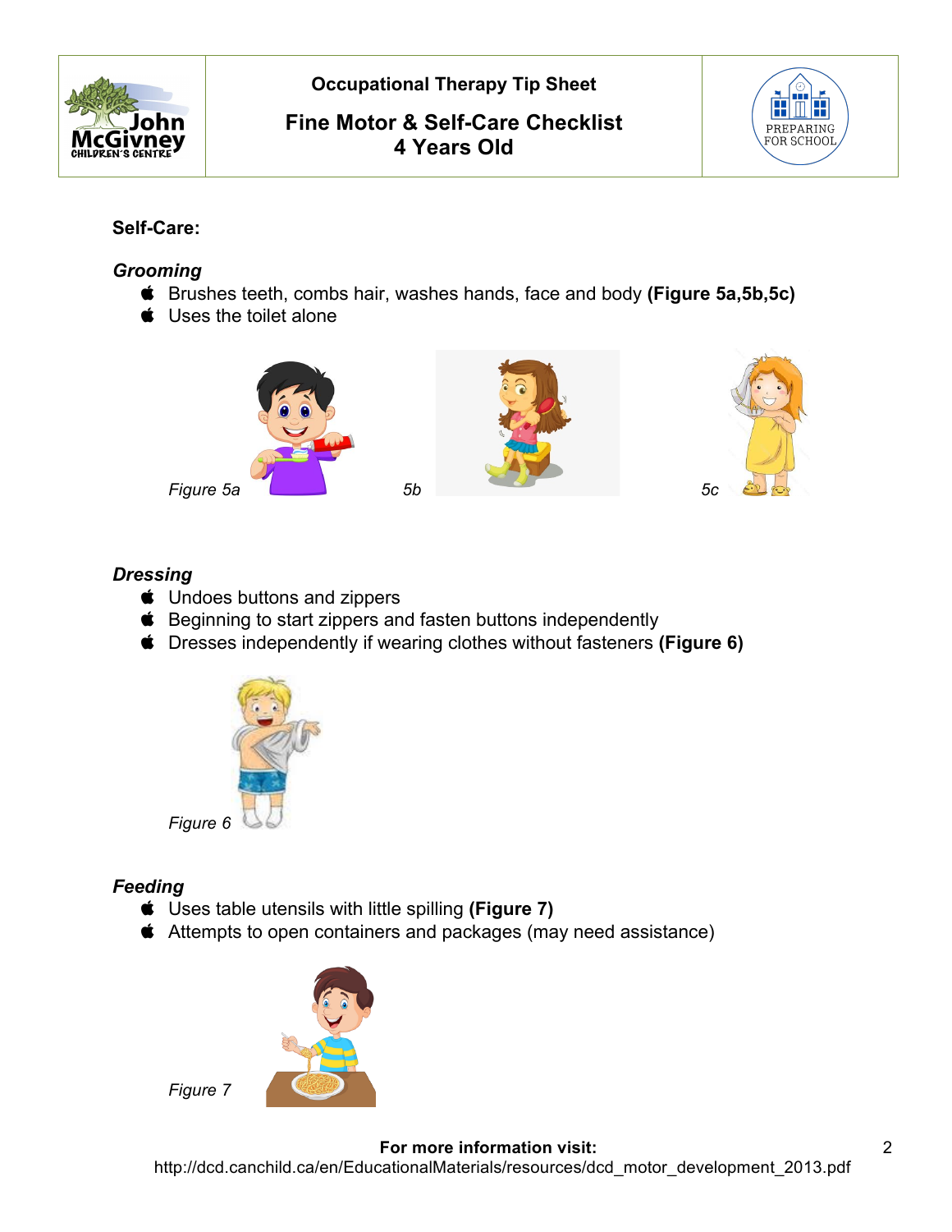**Occupational Therapy Tip Sheet**

**Fine Motor & Self-Care Checklist**
**4 Years Old**

**Self-Care:**

***Grooming***

- Brushes teeth, combs hair, washes hands, face and body **(Figure 5a,5b,5c)**
- Uses the toilet alone

*Figure 5a* *5b* *5c*

***Dressing***

- Undoes buttons and zippers
- Beginning to start zippers and fasten buttons independently
- Dresses independently if wearing clothes without fasteners **(Figure 6)**

*Figure 6*

***Feeding***

- Uses table utensils with little spilling **(Figure 7)**
- Attempts to open containers and packages (may need assistance)

*Figure 7*

**For more information visit:**
http://dcd.canchild.ca/en/EducationalMaterials/resources/dcd_motor_development_2013.pdf